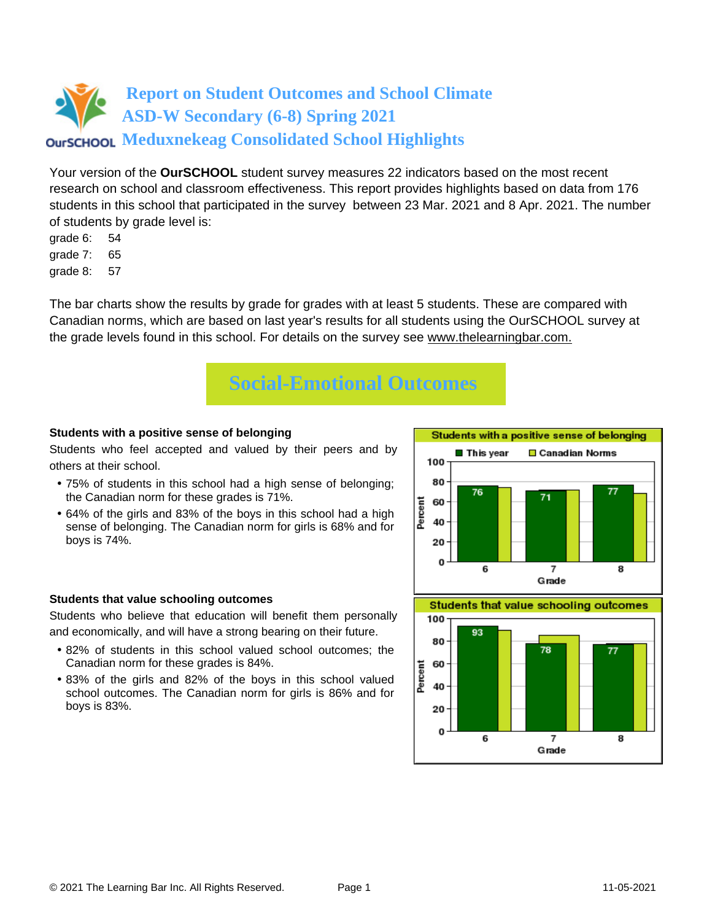# Report on Student Outcomes and School Climate
# ASD-W Secondary (6-8) Spring 2021
# Meduxnekeag Consolidated School Highlights

Your version of the **OurSCHOOL** student survey measures 22 indicators based on the most recent research on school and classroom effectiveness. This report provides highlights based on data from 176 students in this school that participated in the survey between 23 Mar. 2021 and 8 Apr. 2021. The number of students by grade level is:

grade 6: 54
grade 7: 65
grade 8: 57

The bar charts show the results by grade for grades with at least 5 students. These are compared with Canadian norms, which are based on last year's results for all students using the OurSCHOOL survey at the grade levels found in this school. For details on the survey see www.thelearningbar.com.

## Social-Emotional Outcomes

### Students with a positive sense of belonging

Students who feel accepted and valued by their peers and by others at their school.

- 75% of students in this school had a high sense of belonging; the Canadian norm for these grades is 71%.
- 64% of the girls and 83% of the boys in this school had a high sense of belonging. The Canadian norm for girls is 68% and for boys is 74%.

**Students with a positive sense of belonging**

| Grade | This year | Canadian Norms |
|---|---|---|
| 6 | 76 | |
| 7 | 71 | |
| 8 | 77 | |

### Students that value schooling outcomes

Students who believe that education will benefit them personally and economically, and will have a strong bearing on their future.

- 82% of students in this school valued school outcomes; the Canadian norm for these grades is 84%.
- 83% of the girls and 82% of the boys in this school valued school outcomes. The Canadian norm for girls is 86% and for boys is 83%.

**Students that value schooling outcomes**

| Grade | This year | Canadian Norms |
|---|---|---|
| 6 | 93 | |
| 7 | 78 | |
| 8 | 77 | |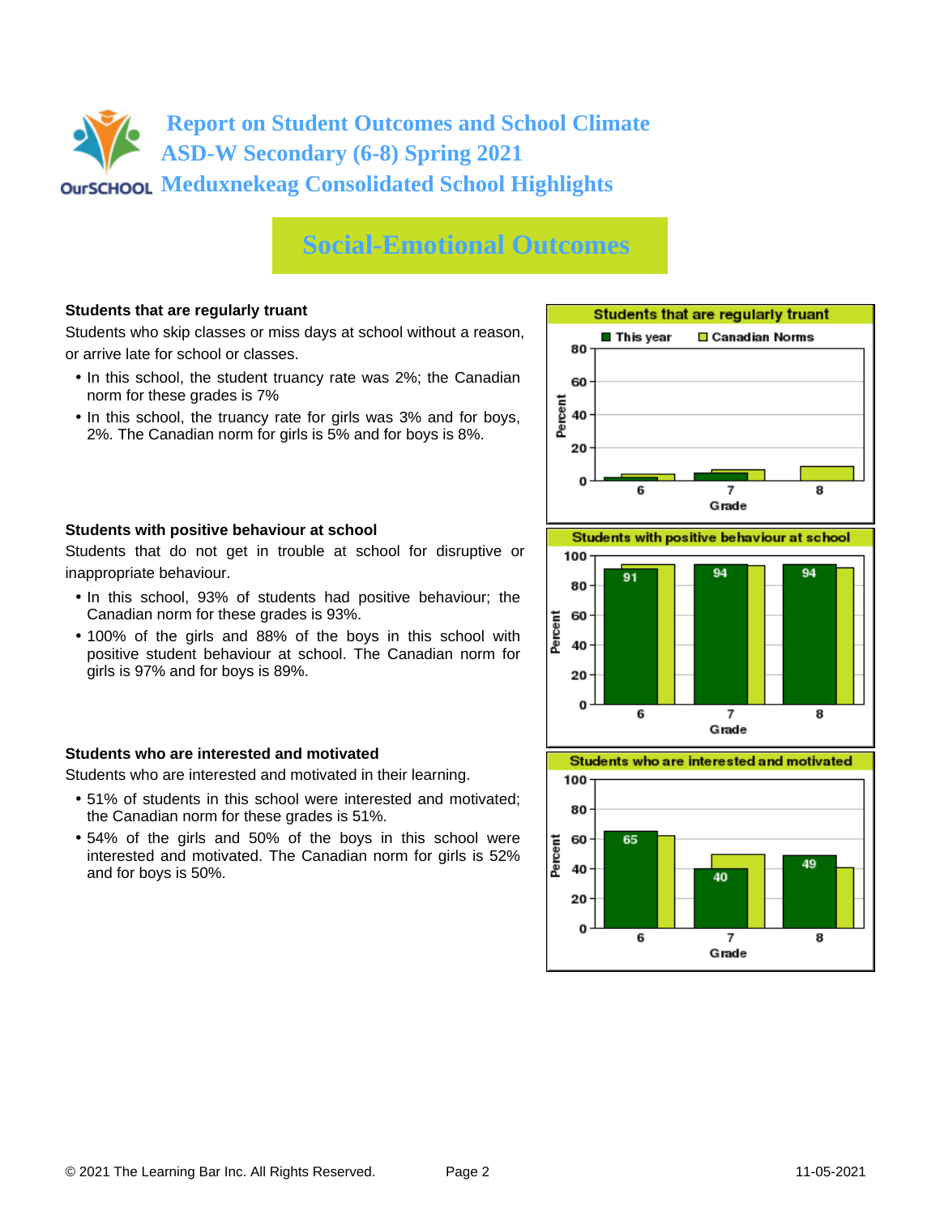# Report on Student Outcomes and School Climate
## ASD-W Secondary (6-8) Spring 2021
## Meduxnekeag Consolidated School Highlights

## Social-Emotional Outcomes

### Students that are regularly truant

Students who skip classes or miss days at school without a reason, or arrive late for school or classes.

- In this school, the student truancy rate was 2%; the Canadian norm for these grades is 7%
- In this school, the truancy rate for girls was 3% and for boys, 2%. The Canadian norm for girls is 5% and for boys is 8%.

**Students that are regularly truant**

This year / Canadian Norms

Percent (0–80) by Grade (6, 7, 8)

### Students with positive behaviour at school

Students that do not get in trouble at school for disruptive or inappropriate behaviour.

- In this school, 93% of students had positive behaviour; the Canadian norm for these grades is 93%.
- 100% of the girls and 88% of the boys in this school with positive student behaviour at school. The Canadian norm for girls is 97% and for boys is 89%.

**Students with positive behaviour at school**

| Grade | This year |
|---|---|
| 6 | 91 |
| 7 | 94 |
| 8 | 94 |

### Students who are interested and motivated

Students who are interested and motivated in their learning.

- 51% of students in this school were interested and motivated; the Canadian norm for these grades is 51%.
- 54% of the girls and 50% of the boys in this school were interested and motivated. The Canadian norm for girls is 52% and for boys is 50%.

**Students who are interested and motivated**

| Grade | This year |
|---|---|
| 6 | 65 |
| 7 | 40 |
| 8 | 49 |

© 2021 The Learning Bar Inc. All Rights Reserved. 11-05-2021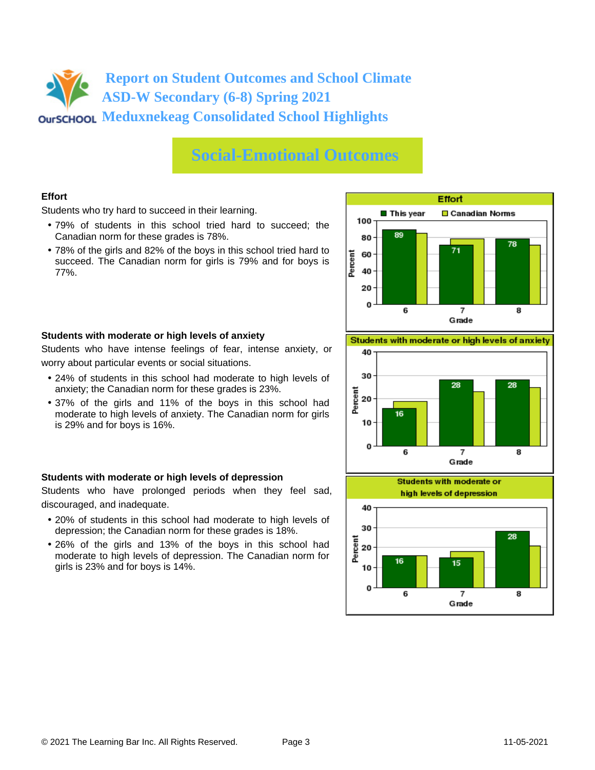# Report on Student Outcomes and School Climate
# ASD-W Secondary (6-8) Spring 2021
# Meduxnekeag Consolidated School Highlights

## Social-Emotional Outcomes

### Effort

Students who try hard to succeed in their learning.

- 79% of students in this school tried hard to succeed; the Canadian norm for these grades is 78%.
- 78% of the girls and 82% of the boys in this school tried hard to succeed. The Canadian norm for girls is 79% and for boys is 77%.

**Effort**

| Grade | This year | Canadian Norms |
| --- | --- | --- |
| 6 | 89 | |
| 7 | 71 | |
| 8 | 78 | |

### Students with moderate or high levels of anxiety

Students who have intense feelings of fear, intense anxiety, or worry about particular events or social situations.

- 24% of students in this school had moderate to high levels of anxiety; the Canadian norm for these grades is 23%.
- 37% of the girls and 11% of the boys in this school had moderate to high levels of anxiety. The Canadian norm for girls is 29% and for boys is 16%.

**Students with moderate or high levels of anxiety**

| Grade | This year | Canadian Norms |
| --- | --- | --- |
| 6 | 16 | |
| 7 | 28 | |
| 8 | 28 | |

### Students with moderate or high levels of depression

Students who have prolonged periods when they feel sad, discouraged, and inadequate.

- 20% of students in this school had moderate to high levels of depression; the Canadian norm for these grades is 18%.
- 26% of the girls and 13% of the boys in this school had moderate to high levels of depression. The Canadian norm for girls is 23% and for boys is 14%.

**Students with moderate or high levels of depression**

| Grade | This year | Canadian Norms |
| --- | --- | --- |
| 6 | 16 | |
| 7 | 15 | |
| 8 | 28 | |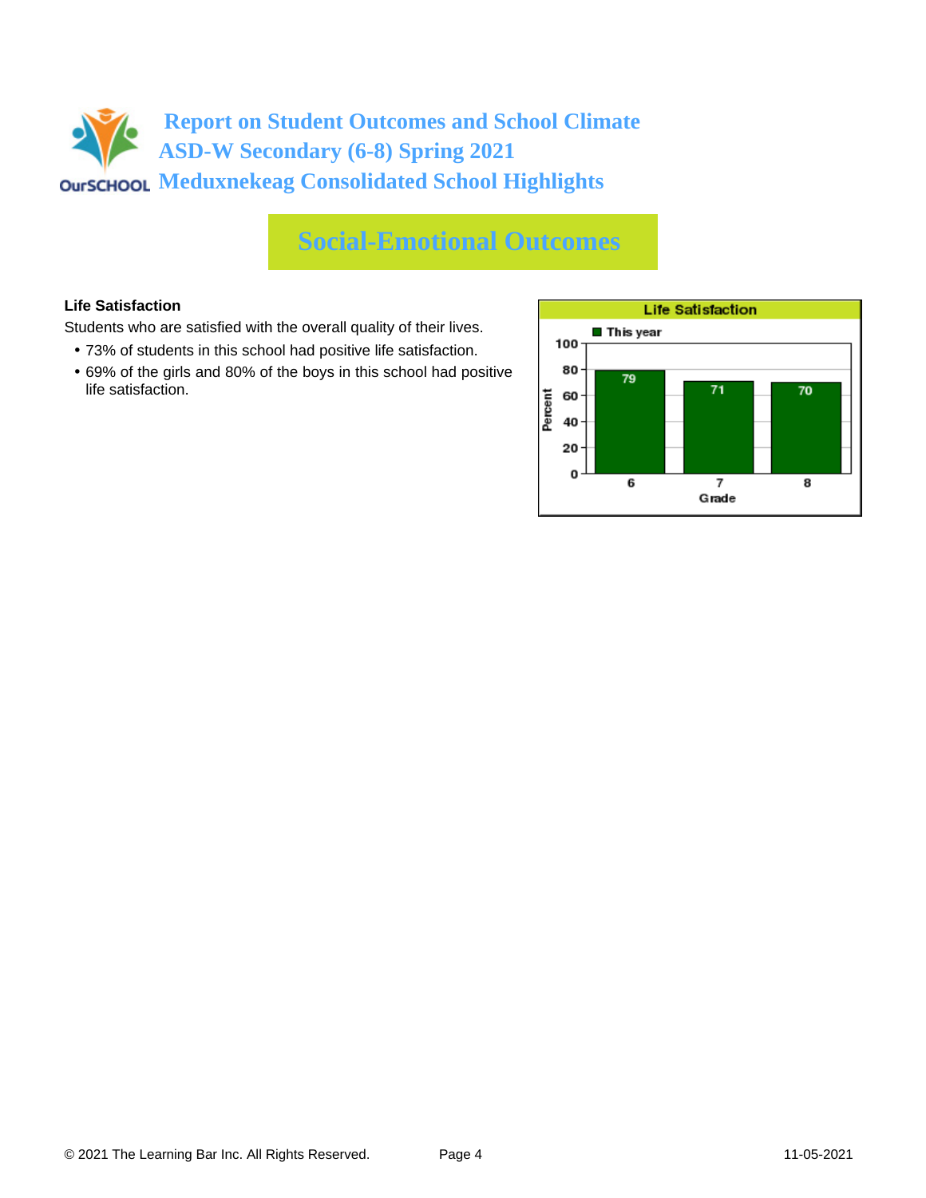# Report on Student Outcomes and School Climate
## ASD-W Secondary (6-8) Spring 2021
## Meduxnekeag Consolidated School Highlights

## Social-Emotional Outcomes

**Life Satisfaction**

Students who are satisfied with the overall quality of their lives.

- 73% of students in this school had positive life satisfaction.
- 69% of the girls and 80% of the boys in this school had positive life satisfaction.

**Life Satisfaction**

| Grade | This year (Percent) |
|---|---|
| 6 | 79 |
| 7 | 71 |
| 8 | 70 |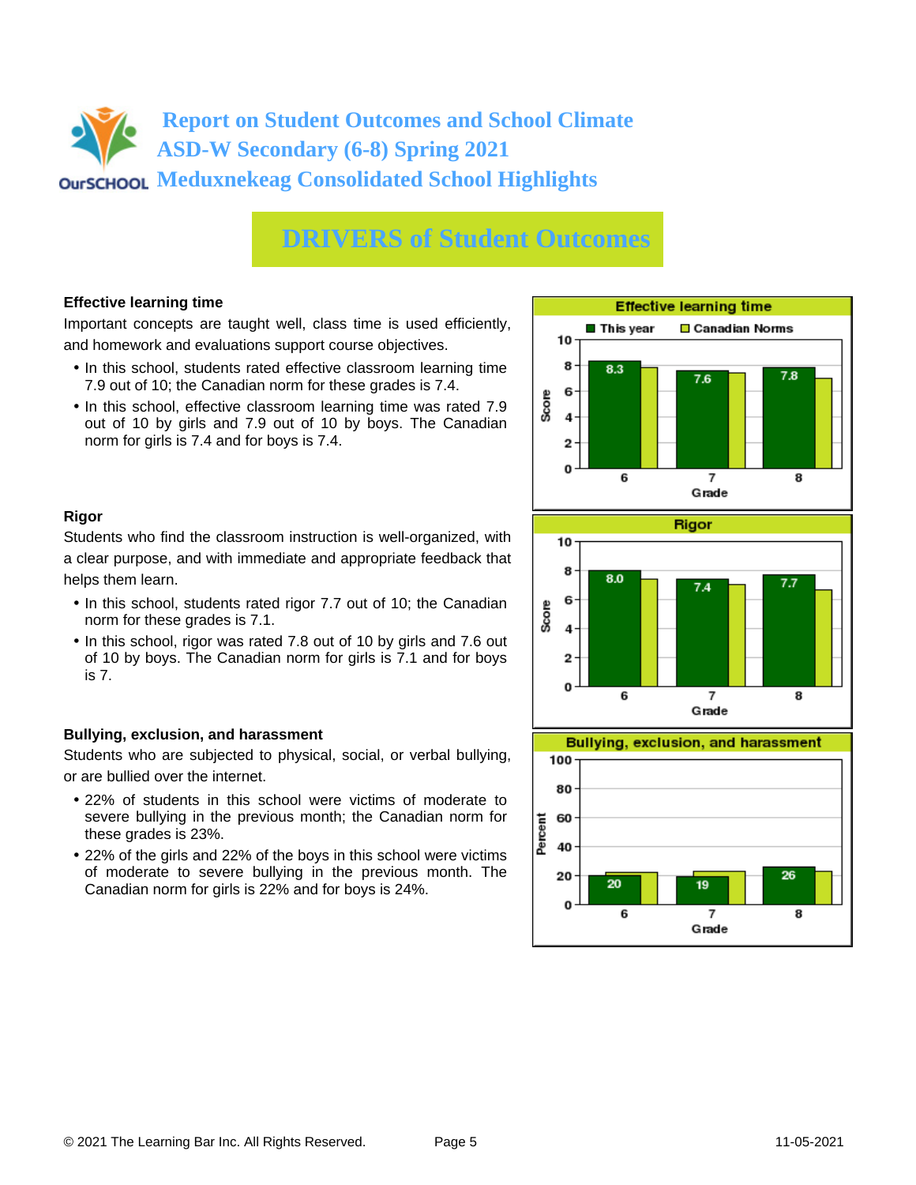# Report on Student Outcomes and School Climate
# ASD-W Secondary (6-8) Spring 2021
# Meduxnekeag Consolidated School Highlights

## DRIVERS of Student Outcomes

### Effective learning time

Important concepts are taught well, class time is used efficiently, and homework and evaluations support course objectives.

- In this school, students rated effective classroom learning time 7.9 out of 10; the Canadian norm for these grades is 7.4.
- In this school, effective classroom learning time was rated 7.9 out of 10 by girls and 7.9 out of 10 by boys. The Canadian norm for girls is 7.4 and for boys is 7.4.

**Effective learning time** (Score by Grade)

| Grade | This year | Canadian Norms |
| --- | --- | --- |
| 6 | 8.3 | |
| 7 | 7.6 | |
| 8 | 7.8 | |

### Rigor

Students who find the classroom instruction is well-organized, with a clear purpose, and with immediate and appropriate feedback that helps them learn.

- In this school, students rated rigor 7.7 out of 10; the Canadian norm for these grades is 7.1.
- In this school, rigor was rated 7.8 out of 10 by girls and 7.6 out of 10 by boys. The Canadian norm for girls is 7.1 and for boys is 7.

**Rigor** (Score by Grade)

| Grade | This year | Canadian Norms |
| --- | --- | --- |
| 6 | 8.0 | |
| 7 | 7.4 | |
| 8 | 7.7 | |

### Bullying, exclusion, and harassment

Students who are subjected to physical, social, or verbal bullying, or are bullied over the internet.

- 22% of students in this school were victims of moderate to severe bullying in the previous month; the Canadian norm for these grades is 23%.
- 22% of the girls and 22% of the boys in this school were victims of moderate to severe bullying in the previous month. The Canadian norm for girls is 22% and for boys is 24%.

**Bullying, exclusion, and harassment** (Percent by Grade)

| Grade | This year | Canadian Norms |
| --- | --- | --- |
| 6 | 20 | |
| 7 | 19 | |
| 8 | 26 | |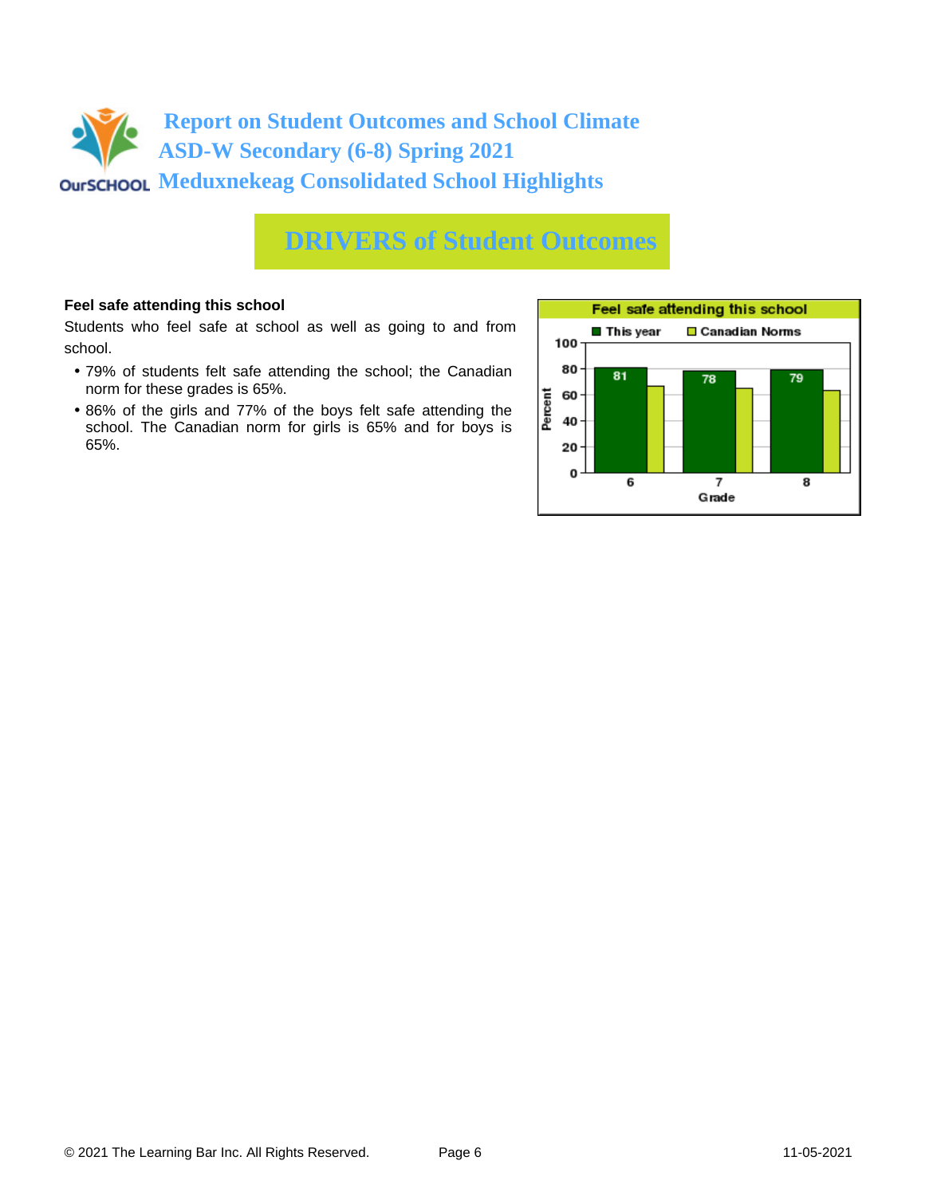# Report on Student Outcomes and School Climate
## ASD-W Secondary (6-8) Spring 2021
## Meduxnekeag Consolidated School Highlights

# DRIVERS of Student Outcomes

**Feel safe attending this school**

Students who feel safe at school as well as going to and from school.

- 79% of students felt safe attending the school; the Canadian norm for these grades is 65%.
- 86% of the girls and 77% of the boys felt safe attending the school. The Canadian norm for girls is 65% and for boys is 65%.

**Feel safe attending this school**

| Grade | This year | Canadian Norms |
|---|---|---|
| 6 | 81 | |
| 7 | 78 | |
| 8 | 79 | |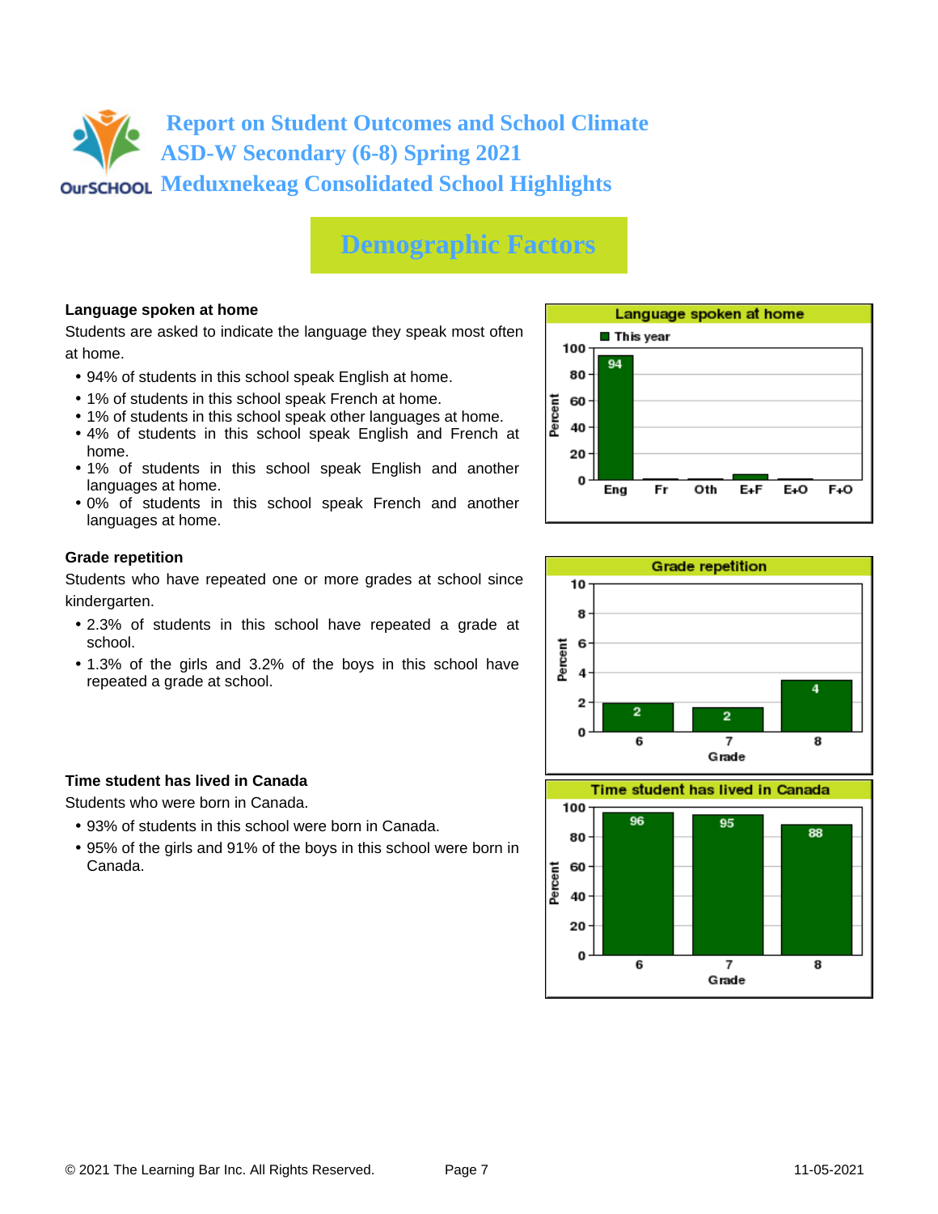# Report on Student Outcomes and School Climate
# ASD-W Secondary (6-8) Spring 2021
# Meduxnekeag Consolidated School Highlights

## Demographic Factors

### Language spoken at home

Students are asked to indicate the language they speak most often at home.

- 94% of students in this school speak English at home.
- 1% of students in this school speak French at home.
- 1% of students in this school speak other languages at home.
- 4% of students in this school speak English and French at home.
- 1% of students in this school speak English and another languages at home.
- 0% of students in this school speak French and another languages at home.

**Language spoken at home** (This year, Percent)

| Eng | Fr | Oth | E+F | E+O | F+O |
|---|---|---|---|---|---|
| 94 | | | | | |

### Grade repetition

Students who have repeated one or more grades at school since kindergarten.

- 2.3% of students in this school have repeated a grade at school.
- 1.3% of the girls and 3.2% of the boys in this school have repeated a grade at school.

**Grade repetition** (Percent)

| Grade | 6 | 7 | 8 |
|---|---|---|---|
| Percent | 2 | 2 | 4 |

### Time student has lived in Canada

Students who were born in Canada.

- 93% of students in this school were born in Canada.
- 95% of the girls and 91% of the boys in this school were born in Canada.

**Time student has lived in Canada** (Percent)

| Grade | 6 | 7 | 8 |
|---|---|---|---|
| Percent | 96 | 95 | 88 |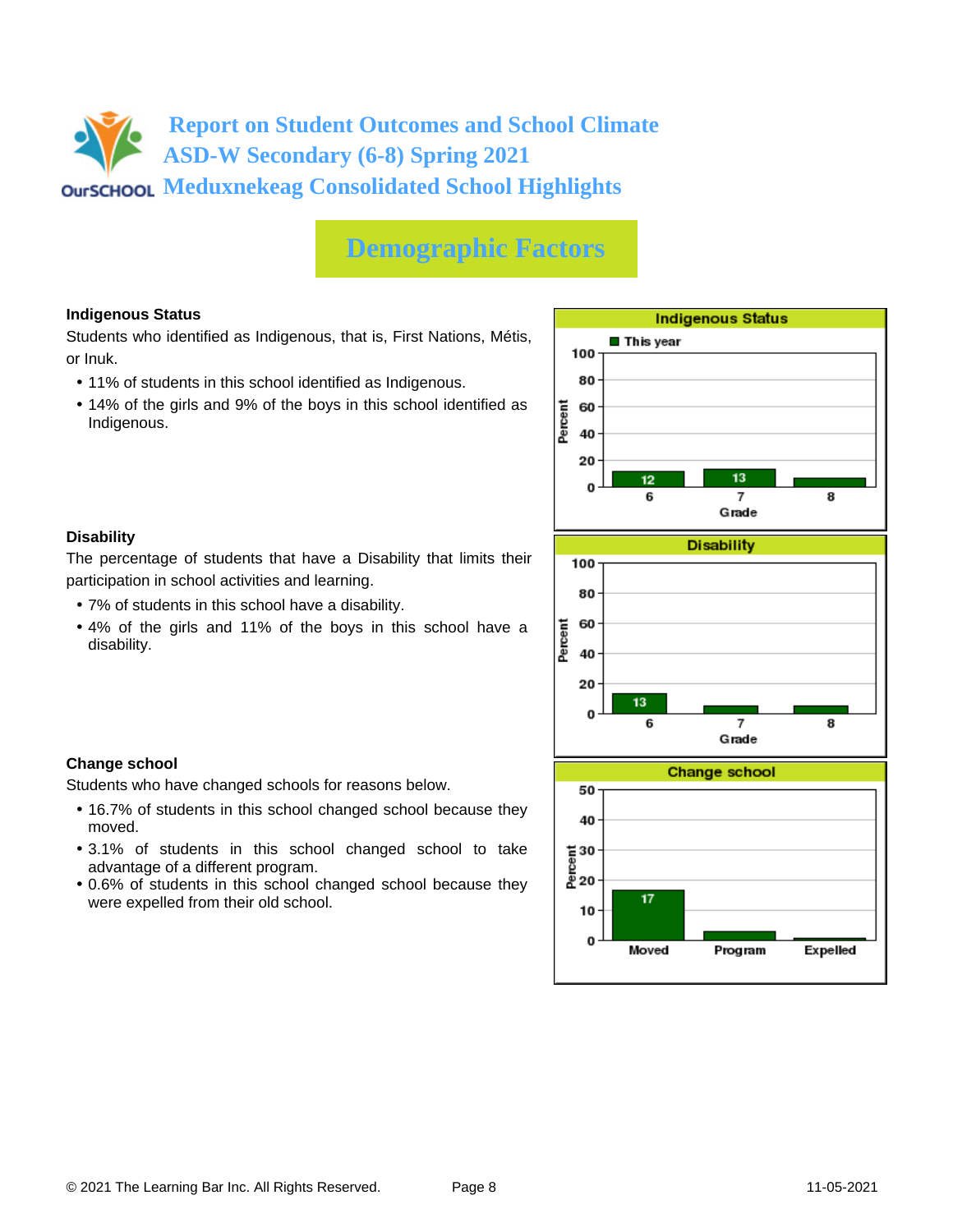# Report on Student Outcomes and School Climate
## ASD-W Secondary (6-8) Spring 2021
## Meduxnekeag Consolidated School Highlights

## Demographic Factors

### Indigenous Status

Students who identified as Indigenous, that is, First Nations, Métis, or Inuk.

- 11% of students in this school identified as Indigenous.
- 14% of the girls and 9% of the boys in this school identified as Indigenous.

**Indigenous Status** (This year, Percent by Grade)

| Grade | Percent |
|---|---|
| 6 | 12 |
| 7 | 13 |
| 8 | |

### Disability

The percentage of students that have a Disability that limits their participation in school activities and learning.

- 7% of students in this school have a disability.
- 4% of the girls and 11% of the boys in this school have a disability.

**Disability** (Percent by Grade)

| Grade | Percent |
|---|---|
| 6 | 13 |
| 7 | |
| 8 | |

### Change school

Students who have changed schools for reasons below.

- 16.7% of students in this school changed school because they moved.
- 3.1% of students in this school changed school to take advantage of a different program.
- 0.6% of students in this school changed school because they were expelled from their old school.

**Change school** (Percent)

| Reason | Percent |
|---|---|
| Moved | 17 |
| Program | |
| Expelled | |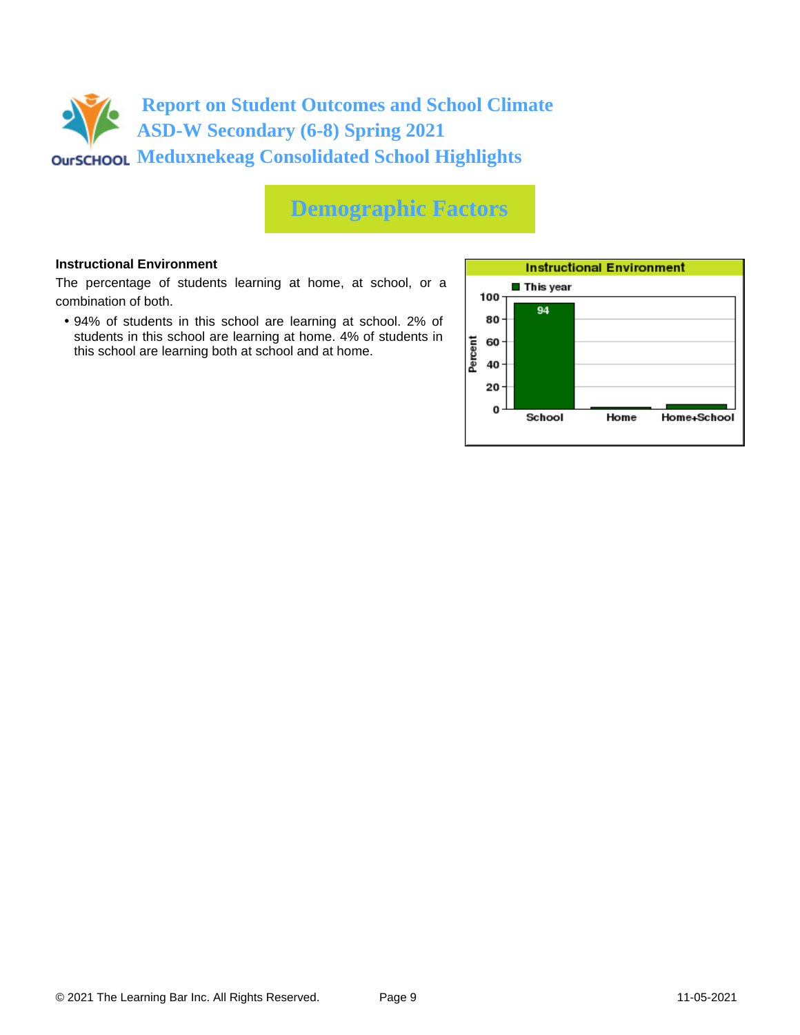# Report on Student Outcomes and School Climate
## ASD-W Secondary (6-8) Spring 2021
## Meduxnekeag Consolidated School Highlights

## Demographic Factors

**Instructional Environment**

The percentage of students learning at home, at school, or a combination of both.

- 94% of students in this school are learning at school. 2% of students in this school are learning at home. 4% of students in this school are learning both at school and at home.

**Instructional Environment**

| | School | Home | Home+School |
|---|---|---|---|
| This year | 94 | | |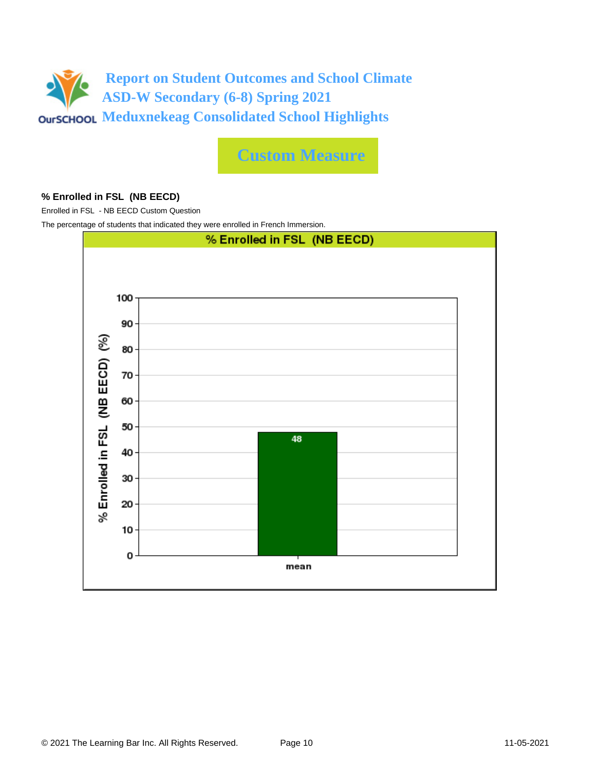# Report on Student Outcomes and School Climate
## ASD-W Secondary (6-8) Spring 2021
## Meduxnekeag Consolidated School Highlights

## Custom Measure

### % Enrolled in FSL  (NB EECD)

Enrolled in FSL  - NB EECD Custom Question

The percentage of students that indicated they were enrolled in French Immersion.

**% Enrolled in FSL  (NB EECD)**

| | % Enrolled in FSL (NB EECD) (%) |
|---|---|
| mean | 48 |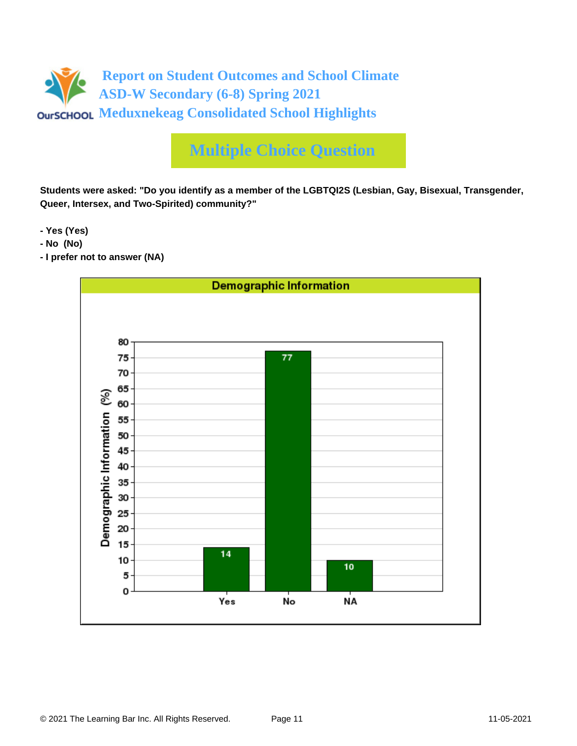# Report on Student Outcomes and School Climate
# ASD-W Secondary (6-8) Spring 2021
# Meduxnekeag Consolidated School Highlights

## Multiple Choice Question

**Students were asked: "Do you identify as a member of the LGBTQI2S (Lesbian, Gay, Bisexual, Transgender, Queer, Intersex, and Two-Spirited) community?"**

- **Yes (Yes)**
- **No (No)**
- **I prefer not to answer (NA)**

### Demographic Information

| Response | Demographic Information (%) |
| --- | --- |
| Yes | 14 |
| No | 77 |
| NA | 10 |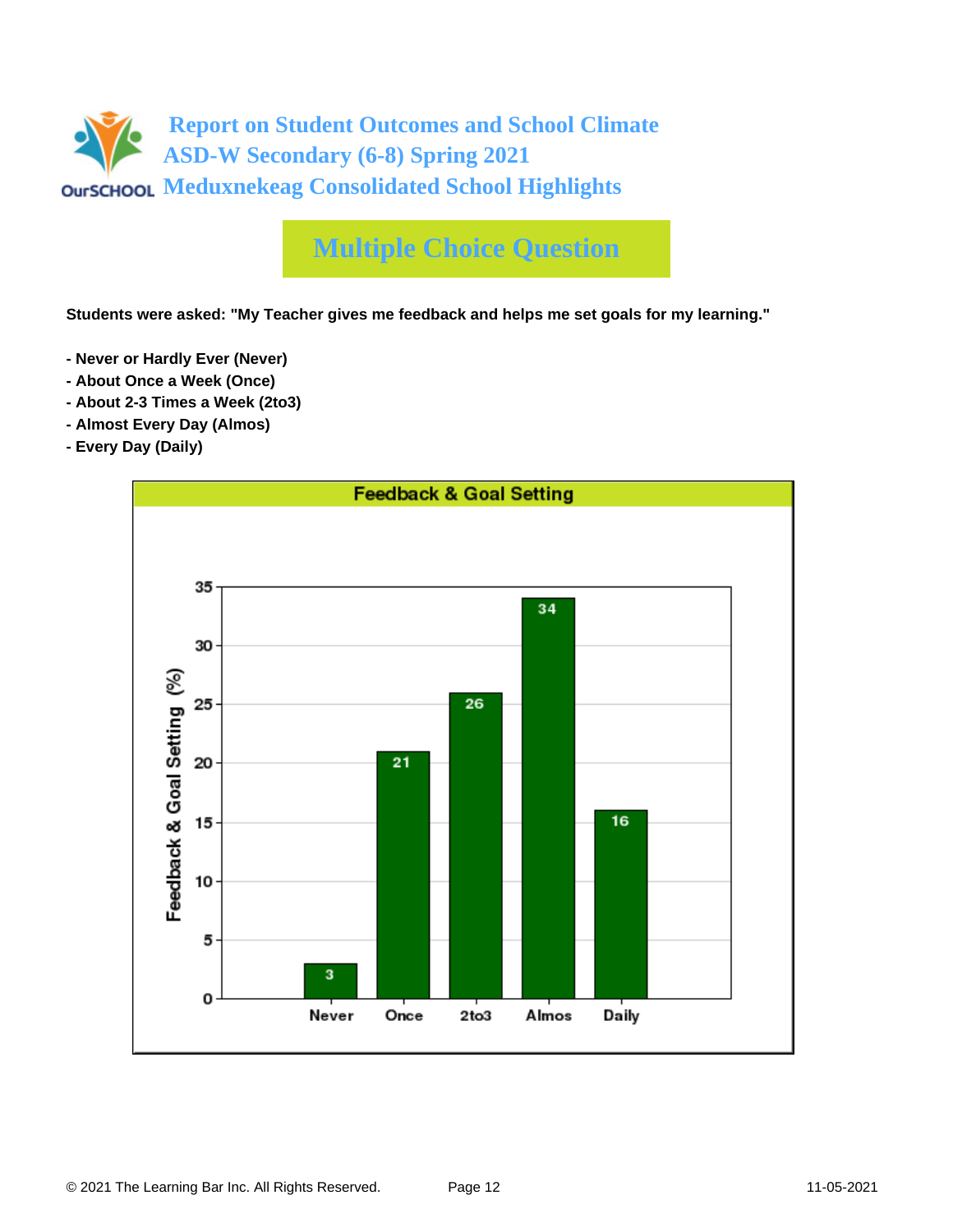# Report on Student Outcomes and School Climate
## ASD-W Secondary (6-8) Spring 2021
## Meduxnekeag Consolidated School Highlights

## Multiple Choice Question

**Students were asked: "My Teacher gives me feedback and helps me set goals for my learning."**

- **Never or Hardly Ever (Never)**
- **About Once a Week (Once)**
- **About 2-3 Times a Week (2to3)**
- **Almost Every Day (Almos)**
- **Every Day (Daily)**

**Feedback & Goal Setting**

| Response | Feedback & Goal Setting (%) |
| --- | --- |
| Never | 3 |
| Once | 21 |
| 2to3 | 26 |
| Almos | 34 |
| Daily | 16 |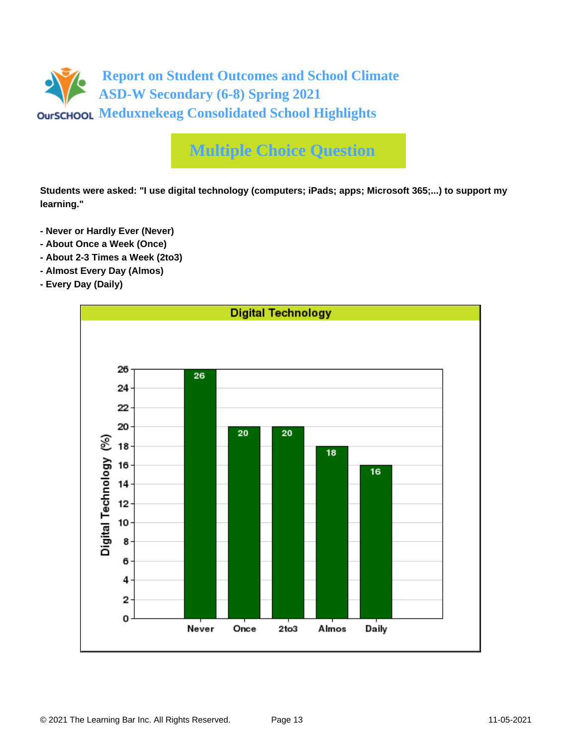# Report on Student Outcomes and School Climate
## ASD-W Secondary (6-8) Spring 2021
## Meduxnekeag Consolidated School Highlights

## Multiple Choice Question

**Students were asked: "I use digital technology (computers; iPads; apps; Microsoft 365;...) to support my learning."**

- **Never or Hardly Ever (Never)**
- **About Once a Week (Once)**
- **About 2-3 Times a Week (2to3)**
- **Almost Every Day (Almos)**
- **Every Day (Daily)**

Digital Technology

Digital Technology (%)

26
24
22
20
18
16
14
12
10
8
6
4
2
0

26
20
20
18
16

Never
Once
2to3
Almos
Daily